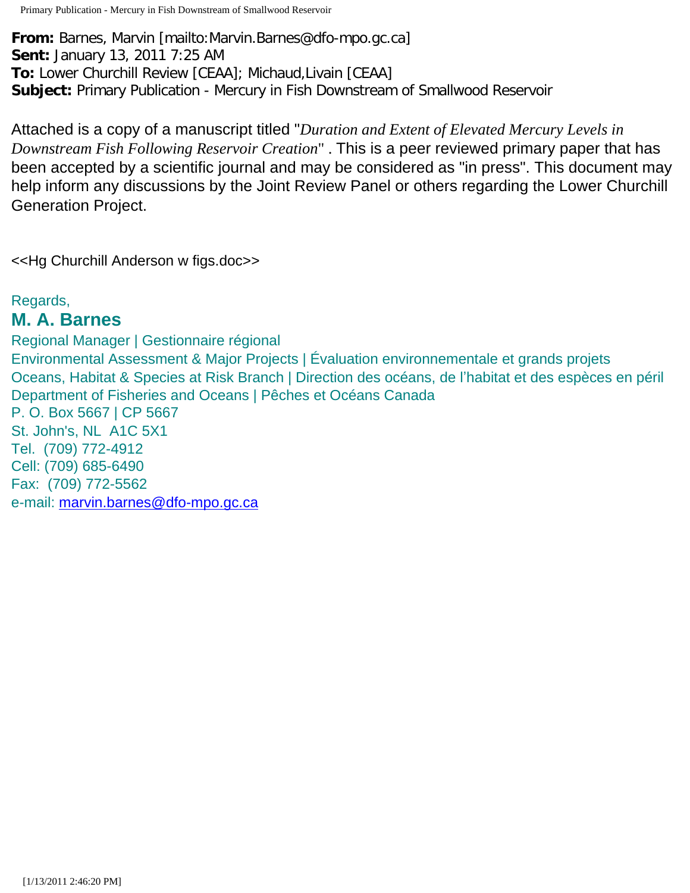**From:** Barnes, Marvin [mailto:Marvin.Barnes@dfo-mpo.gc.ca]
**Sent:** January 13, 2011 7:25 AM
**To:** Lower Churchill Review [CEAA]; Michaud,Livain [CEAA]
**Subject:** Primary Publication - Mercury in Fish Downstream of Smallwood Reservoir

Attached is a copy of a manuscript titled "*Duration and Extent of Elevated Mercury Levels in Downstream Fish Following Reservoir Creation*" . This is a peer reviewed primary paper that has been accepted by a scientific journal and may be considered as "in press". This document may help inform any discussions by the Joint Review Panel or others regarding the Lower Churchill Generation Project.

<<Hg Churchill Anderson w figs.doc>>

Regards,

**M. A. Barnes**

Regional Manager | Gestionnaire régional
Environmental Assessment & Major Projects | Évaluation environnementale et grands projets
Oceans, Habitat & Species at Risk Branch | Direction des océans, de l'habitat et des espèces en péril
Department of Fisheries and Oceans | Pêches et Océans Canada
P. O. Box 5667 | CP 5667
St. John's, NL A1C 5X1
Tel. (709) 772-4912
Cell: (709) 685-6490
Fax: (709) 772-5562
e-mail: marvin.barnes@dfo-mpo.gc.ca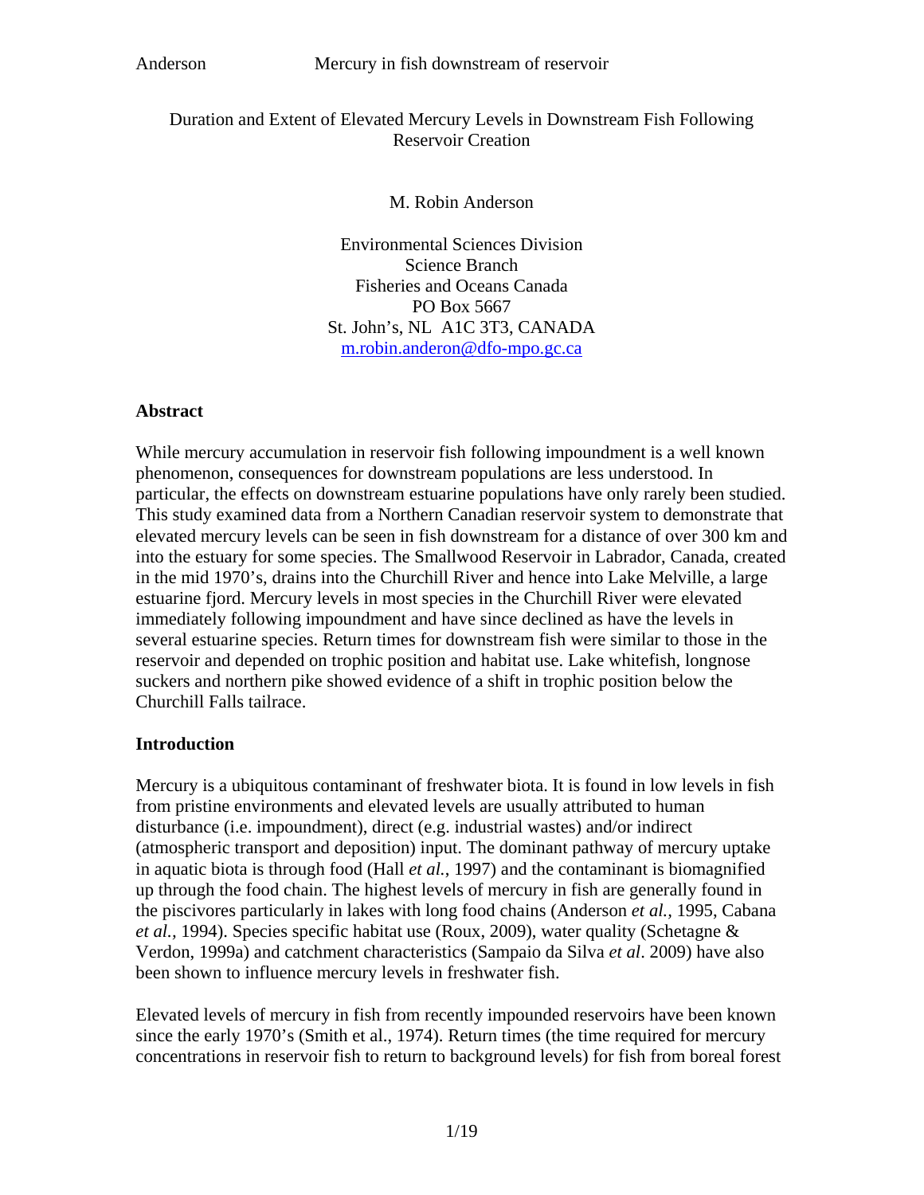Duration and Extent of Elevated Mercury Levels in Downstream Fish Following Reservoir Creation

M. Robin Anderson

Environmental Sciences Division
Science Branch
Fisheries and Oceans Canada
PO Box 5667
St. John's, NL A1C 3T3, CANADA
m.robin.anderon@dfo-mpo.gc.ca

## Abstract

While mercury accumulation in reservoir fish following impoundment is a well known phenomenon, consequences for downstream populations are less understood. In particular, the effects on downstream estuarine populations have only rarely been studied. This study examined data from a Northern Canadian reservoir system to demonstrate that elevated mercury levels can be seen in fish downstream for a distance of over 300 km and into the estuary for some species. The Smallwood Reservoir in Labrador, Canada, created in the mid 1970's, drains into the Churchill River and hence into Lake Melville, a large estuarine fjord. Mercury levels in most species in the Churchill River were elevated immediately following impoundment and have since declined as have the levels in several estuarine species. Return times for downstream fish were similar to those in the reservoir and depended on trophic position and habitat use. Lake whitefish, longnose suckers and northern pike showed evidence of a shift in trophic position below the Churchill Falls tailrace.

## Introduction

Mercury is a ubiquitous contaminant of freshwater biota. It is found in low levels in fish from pristine environments and elevated levels are usually attributed to human disturbance (i.e. impoundment), direct (e.g. industrial wastes) and/or indirect (atmospheric transport and deposition) input. The dominant pathway of mercury uptake in aquatic biota is through food (Hall *et al.*, 1997) and the contaminant is biomagnified up through the food chain. The highest levels of mercury in fish are generally found in the piscivores particularly in lakes with long food chains (Anderson *et al.*, 1995, Cabana *et al.*, 1994). Species specific habitat use (Roux, 2009), water quality (Schetagne & Verdon, 1999a) and catchment characteristics (Sampaio da Silva *et al*. 2009) have also been shown to influence mercury levels in freshwater fish.

Elevated levels of mercury in fish from recently impounded reservoirs have been known since the early 1970's (Smith et al., 1974). Return times (the time required for mercury concentrations in reservoir fish to return to background levels) for fish from boreal forest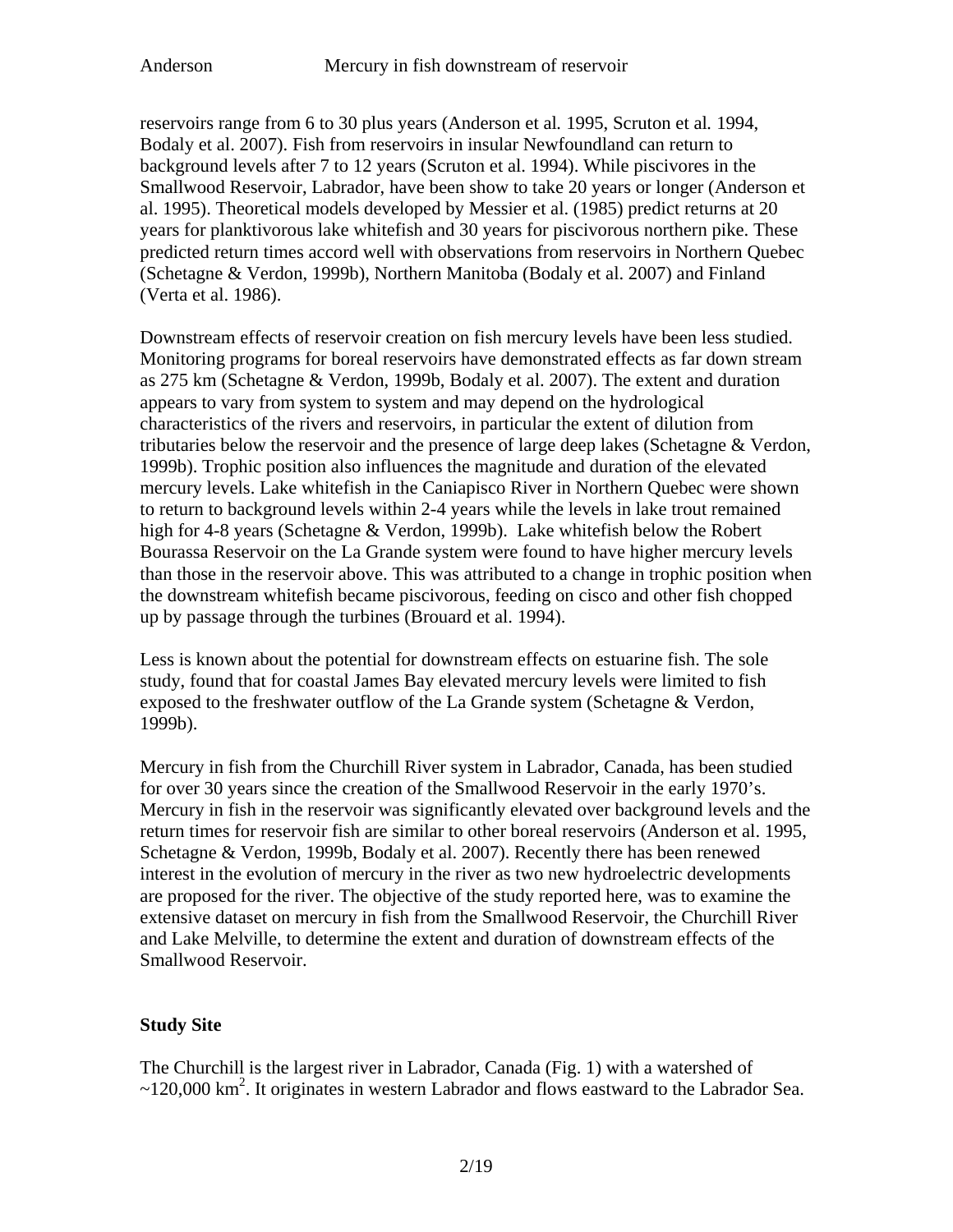reservoirs range from 6 to 30 plus years (Anderson et al. 1995, Scruton et al. 1994, Bodaly et al. 2007). Fish from reservoirs in insular Newfoundland can return to background levels after 7 to 12 years (Scruton et al. 1994). While piscivores in the Smallwood Reservoir, Labrador, have been show to take 20 years or longer (Anderson et al. 1995). Theoretical models developed by Messier et al. (1985) predict returns at 20 years for planktivorous lake whitefish and 30 years for piscivorous northern pike. These predicted return times accord well with observations from reservoirs in Northern Quebec (Schetagne & Verdon, 1999b), Northern Manitoba (Bodaly et al. 2007) and Finland (Verta et al. 1986).

Downstream effects of reservoir creation on fish mercury levels have been less studied. Monitoring programs for boreal reservoirs have demonstrated effects as far down stream as 275 km (Schetagne & Verdon, 1999b, Bodaly et al. 2007). The extent and duration appears to vary from system to system and may depend on the hydrological characteristics of the rivers and reservoirs, in particular the extent of dilution from tributaries below the reservoir and the presence of large deep lakes (Schetagne & Verdon, 1999b). Trophic position also influences the magnitude and duration of the elevated mercury levels. Lake whitefish in the Caniapisco River in Northern Quebec were shown to return to background levels within 2-4 years while the levels in lake trout remained high for 4-8 years (Schetagne & Verdon, 1999b). Lake whitefish below the Robert Bourassa Reservoir on the La Grande system were found to have higher mercury levels than those in the reservoir above. This was attributed to a change in trophic position when the downstream whitefish became piscivorous, feeding on cisco and other fish chopped up by passage through the turbines (Brouard et al. 1994).

Less is known about the potential for downstream effects on estuarine fish. The sole study, found that for coastal James Bay elevated mercury levels were limited to fish exposed to the freshwater outflow of the La Grande system (Schetagne & Verdon, 1999b).

Mercury in fish from the Churchill River system in Labrador, Canada, has been studied for over 30 years since the creation of the Smallwood Reservoir in the early 1970's. Mercury in fish in the reservoir was significantly elevated over background levels and the return times for reservoir fish are similar to other boreal reservoirs (Anderson et al. 1995, Schetagne & Verdon, 1999b, Bodaly et al. 2007). Recently there has been renewed interest in the evolution of mercury in the river as two new hydroelectric developments are proposed for the river. The objective of the study reported here, was to examine the extensive dataset on mercury in fish from the Smallwood Reservoir, the Churchill River and Lake Melville, to determine the extent and duration of downstream effects of the Smallwood Reservoir.

## Study Site

The Churchill is the largest river in Labrador, Canada (Fig. 1) with a watershed of ~120,000 km$^2$. It originates in western Labrador and flows eastward to the Labrador Sea.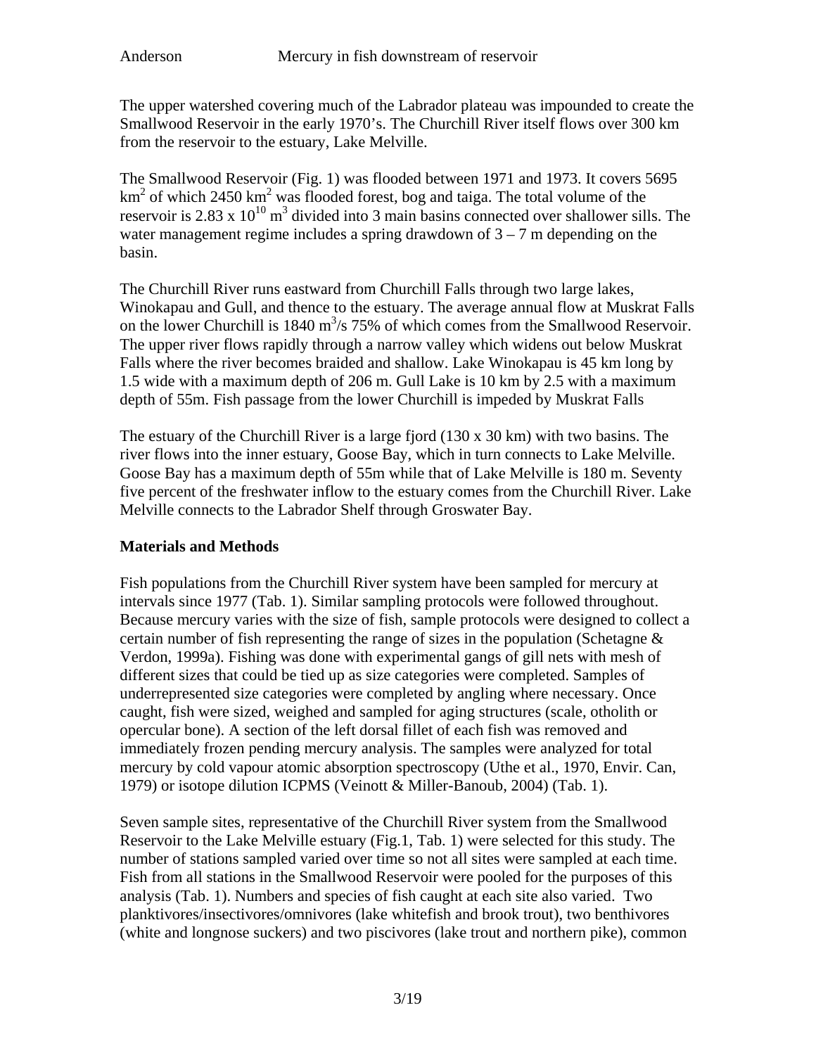The upper watershed covering much of the Labrador plateau was impounded to create the Smallwood Reservoir in the early 1970's. The Churchill River itself flows over 300 km from the reservoir to the estuary, Lake Melville.

The Smallwood Reservoir (Fig. 1) was flooded between 1971 and 1973. It covers 5695 $km^2$ of which 2450 $km^2$ was flooded forest, bog and taiga. The total volume of the reservoir is $2.83 \times 10^{10}$ $m^3$ divided into 3 main basins connected over shallower sills. The water management regime includes a spring drawdown of 3 – 7 m depending on the basin.

The Churchill River runs eastward from Churchill Falls through two large lakes, Winokapau and Gull, and thence to the estuary. The average annual flow at Muskrat Falls on the lower Churchill is 1840 $m^3/s$ 75% of which comes from the Smallwood Reservoir. The upper river flows rapidly through a narrow valley which widens out below Muskrat Falls where the river becomes braided and shallow. Lake Winokapau is 45 km long by 1.5 wide with a maximum depth of 206 m. Gull Lake is 10 km by 2.5 with a maximum depth of 55m. Fish passage from the lower Churchill is impeded by Muskrat Falls

The estuary of the Churchill River is a large fjord (130 x 30 km) with two basins. The river flows into the inner estuary, Goose Bay, which in turn connects to Lake Melville. Goose Bay has a maximum depth of 55m while that of Lake Melville is 180 m. Seventy five percent of the freshwater inflow to the estuary comes from the Churchill River. Lake Melville connects to the Labrador Shelf through Groswater Bay.

## Materials and Methods

Fish populations from the Churchill River system have been sampled for mercury at intervals since 1977 (Tab. 1). Similar sampling protocols were followed throughout. Because mercury varies with the size of fish, sample protocols were designed to collect a certain number of fish representing the range of sizes in the population (Schetagne & Verdon, 1999a). Fishing was done with experimental gangs of gill nets with mesh of different sizes that could be tied up as size categories were completed. Samples of underrepresented size categories were completed by angling where necessary. Once caught, fish were sized, weighed and sampled for aging structures (scale, otholith or opercular bone). A section of the left dorsal fillet of each fish was removed and immediately frozen pending mercury analysis. The samples were analyzed for total mercury by cold vapour atomic absorption spectroscopy (Uthe et al., 1970, Envir. Can, 1979) or isotope dilution ICPMS (Veinott & Miller-Banoub, 2004) (Tab. 1).

Seven sample sites, representative of the Churchill River system from the Smallwood Reservoir to the Lake Melville estuary (Fig.1, Tab. 1) were selected for this study. The number of stations sampled varied over time so not all sites were sampled at each time. Fish from all stations in the Smallwood Reservoir were pooled for the purposes of this analysis (Tab. 1). Numbers and species of fish caught at each site also varied. Two planktivores/insectivores/omnivores (lake whitefish and brook trout), two benthivores (white and longnose suckers) and two piscivores (lake trout and northern pike), common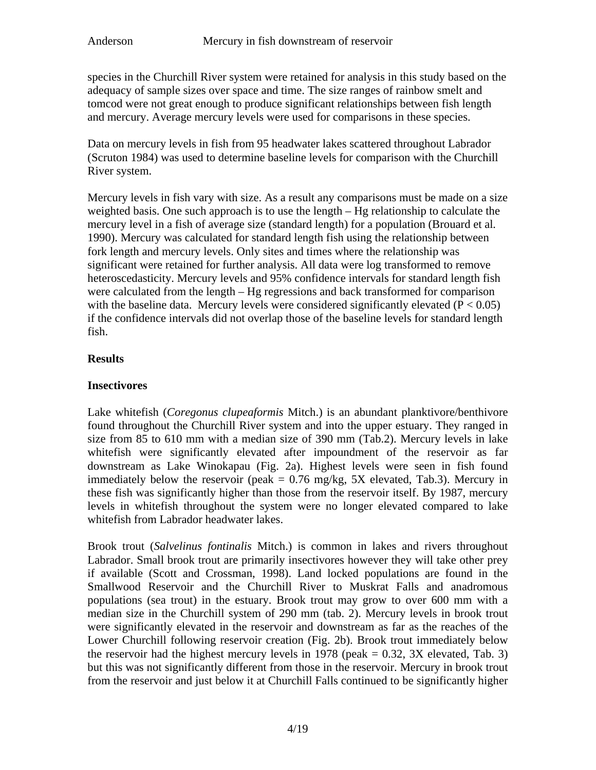species in the Churchill River system were retained for analysis in this study based on the adequacy of sample sizes over space and time. The size ranges of rainbow smelt and tomcod were not great enough to produce significant relationships between fish length and mercury. Average mercury levels were used for comparisons in these species.

Data on mercury levels in fish from 95 headwater lakes scattered throughout Labrador (Scruton 1984) was used to determine baseline levels for comparison with the Churchill River system.

Mercury levels in fish vary with size. As a result any comparisons must be made on a size weighted basis. One such approach is to use the length – Hg relationship to calculate the mercury level in a fish of average size (standard length) for a population (Brouard et al. 1990). Mercury was calculated for standard length fish using the relationship between fork length and mercury levels. Only sites and times where the relationship was significant were retained for further analysis. All data were log transformed to remove heteroscedasticity. Mercury levels and 95% confidence intervals for standard length fish were calculated from the length – Hg regressions and back transformed for comparison with the baseline data. Mercury levels were considered significantly elevated ($P < 0.05$) if the confidence intervals did not overlap those of the baseline levels for standard length fish.

## Results

### Insectivores

Lake whitefish (*Coregonus clupeaformis* Mitch.) is an abundant planktivore/benthivore found throughout the Churchill River system and into the upper estuary. They ranged in size from 85 to 610 mm with a median size of 390 mm (Tab.2). Mercury levels in lake whitefish were significantly elevated after impoundment of the reservoir as far downstream as Lake Winokapau (Fig. 2a). Highest levels were seen in fish found immediately below the reservoir (peak = 0.76 mg/kg, 5X elevated, Tab.3). Mercury in these fish was significantly higher than those from the reservoir itself. By 1987, mercury levels in whitefish throughout the system were no longer elevated compared to lake whitefish from Labrador headwater lakes.

Brook trout (*Salvelinus fontinalis* Mitch.) is common in lakes and rivers throughout Labrador. Small brook trout are primarily insectivores however they will take other prey if available (Scott and Crossman, 1998). Land locked populations are found in the Smallwood Reservoir and the Churchill River to Muskrat Falls and anadromous populations (sea trout) in the estuary. Brook trout may grow to over 600 mm with a median size in the Churchill system of 290 mm (tab. 2). Mercury levels in brook trout were significantly elevated in the reservoir and downstream as far as the reaches of the Lower Churchill following reservoir creation (Fig. 2b). Brook trout immediately below the reservoir had the highest mercury levels in 1978 (peak = 0.32, 3X elevated, Tab. 3) but this was not significantly different from those in the reservoir. Mercury in brook trout from the reservoir and just below it at Churchill Falls continued to be significantly higher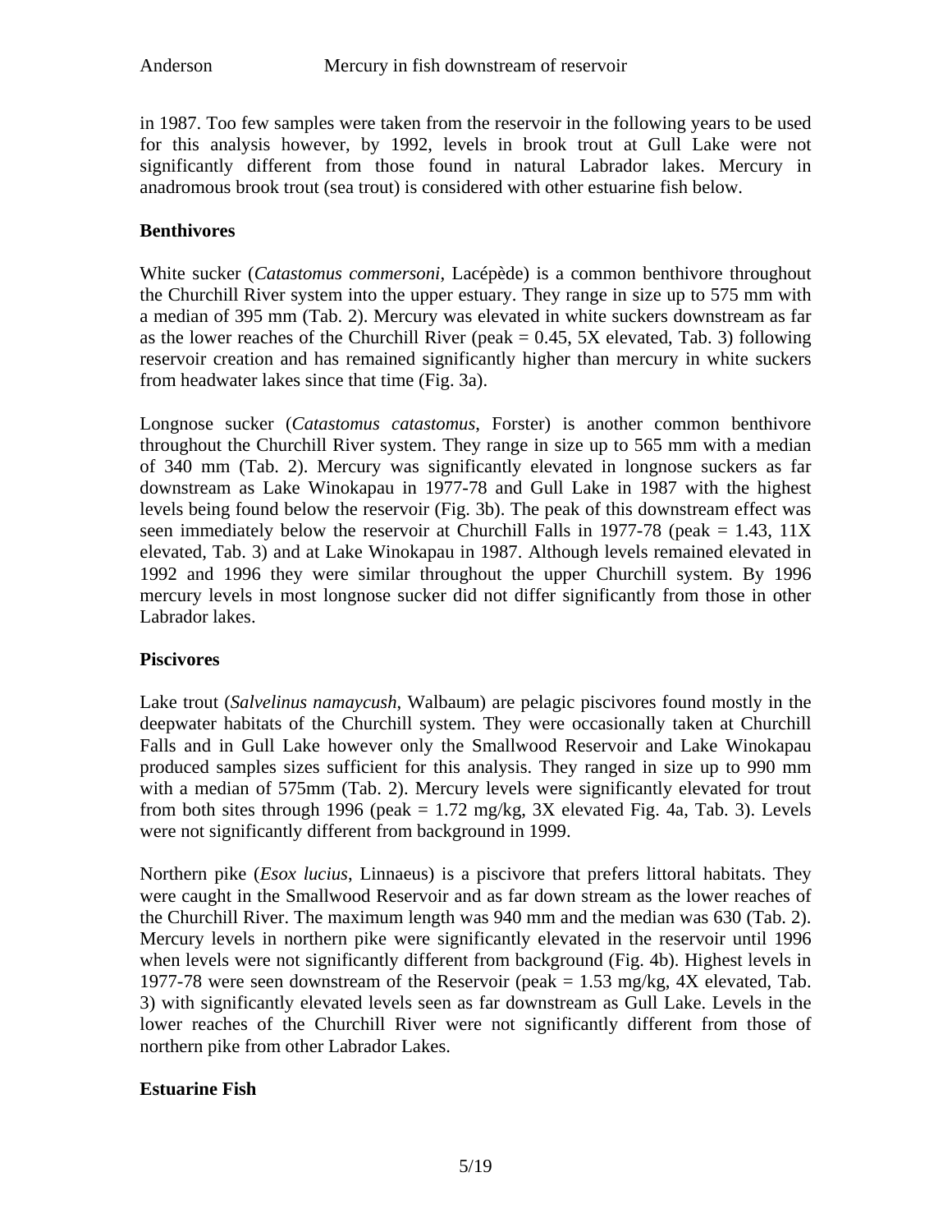in 1987. Too few samples were taken from the reservoir in the following years to be used for this analysis however, by 1992, levels in brook trout at Gull Lake were not significantly different from those found in natural Labrador lakes. Mercury in anadromous brook trout (sea trout) is considered with other estuarine fish below.

## Benthivores

White sucker (*Catastomus commersoni*, Lacépède) is a common benthivore throughout the Churchill River system into the upper estuary. They range in size up to 575 mm with a median of 395 mm (Tab. 2). Mercury was elevated in white suckers downstream as far as the lower reaches of the Churchill River (peak = 0.45, 5X elevated, Tab. 3) following reservoir creation and has remained significantly higher than mercury in white suckers from headwater lakes since that time (Fig. 3a).

Longnose sucker (*Catastomus catastomus*, Forster) is another common benthivore throughout the Churchill River system. They range in size up to 565 mm with a median of 340 mm (Tab. 2). Mercury was significantly elevated in longnose suckers as far downstream as Lake Winokapau in 1977-78 and Gull Lake in 1987 with the highest levels being found below the reservoir (Fig. 3b). The peak of this downstream effect was seen immediately below the reservoir at Churchill Falls in 1977-78 (peak = 1.43, 11X elevated, Tab. 3) and at Lake Winokapau in 1987. Although levels remained elevated in 1992 and 1996 they were similar throughout the upper Churchill system. By 1996 mercury levels in most longnose sucker did not differ significantly from those in other Labrador lakes.

## Piscivores

Lake trout (*Salvelinus namaycush*, Walbaum) are pelagic piscivores found mostly in the deepwater habitats of the Churchill system. They were occasionally taken at Churchill Falls and in Gull Lake however only the Smallwood Reservoir and Lake Winokapau produced samples sizes sufficient for this analysis. They ranged in size up to 990 mm with a median of 575mm (Tab. 2). Mercury levels were significantly elevated for trout from both sites through 1996 (peak = 1.72 mg/kg, 3X elevated Fig. 4a, Tab. 3). Levels were not significantly different from background in 1999.

Northern pike (*Esox lucius*, Linnaeus) is a piscivore that prefers littoral habitats. They were caught in the Smallwood Reservoir and as far down stream as the lower reaches of the Churchill River. The maximum length was 940 mm and the median was 630 (Tab. 2). Mercury levels in northern pike were significantly elevated in the reservoir until 1996 when levels were not significantly different from background (Fig. 4b). Highest levels in 1977-78 were seen downstream of the Reservoir (peak = 1.53 mg/kg, 4X elevated, Tab. 3) with significantly elevated levels seen as far downstream as Gull Lake. Levels in the lower reaches of the Churchill River were not significantly different from those of northern pike from other Labrador Lakes.

## Estuarine Fish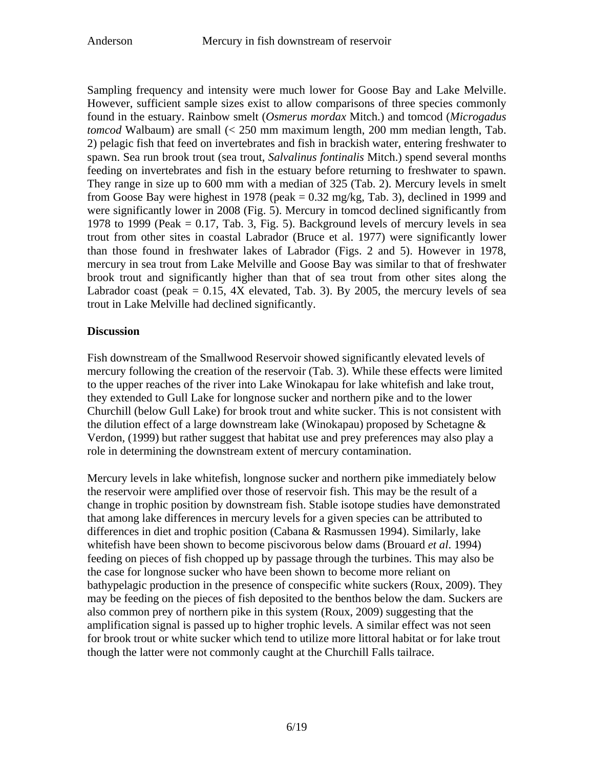Sampling frequency and intensity were much lower for Goose Bay and Lake Melville. However, sufficient sample sizes exist to allow comparisons of three species commonly found in the estuary. Rainbow smelt (*Osmerus mordax* Mitch.) and tomcod (*Microgadus tomcod* Walbaum) are small (< 250 mm maximum length, 200 mm median length, Tab. 2) pelagic fish that feed on invertebrates and fish in brackish water, entering freshwater to spawn. Sea run brook trout (sea trout, *Salvalinus fontinalis* Mitch.) spend several months feeding on invertebrates and fish in the estuary before returning to freshwater to spawn. They range in size up to 600 mm with a median of 325 (Tab. 2). Mercury levels in smelt from Goose Bay were highest in 1978 (peak = 0.32 mg/kg, Tab. 3), declined in 1999 and were significantly lower in 2008 (Fig. 5). Mercury in tomcod declined significantly from 1978 to 1999 (Peak = 0.17, Tab. 3, Fig. 5). Background levels of mercury levels in sea trout from other sites in coastal Labrador (Bruce et al. 1977) were significantly lower than those found in freshwater lakes of Labrador (Figs. 2 and 5). However in 1978, mercury in sea trout from Lake Melville and Goose Bay was similar to that of freshwater brook trout and significantly higher than that of sea trout from other sites along the Labrador coast (peak = 0.15, 4X elevated, Tab. 3). By 2005, the mercury levels of sea trout in Lake Melville had declined significantly.

## Discussion

Fish downstream of the Smallwood Reservoir showed significantly elevated levels of mercury following the creation of the reservoir (Tab. 3). While these effects were limited to the upper reaches of the river into Lake Winokapau for lake whitefish and lake trout, they extended to Gull Lake for longnose sucker and northern pike and to the lower Churchill (below Gull Lake) for brook trout and white sucker. This is not consistent with the dilution effect of a large downstream lake (Winokapau) proposed by Schetagne & Verdon, (1999) but rather suggest that habitat use and prey preferences may also play a role in determining the downstream extent of mercury contamination.

Mercury levels in lake whitefish, longnose sucker and northern pike immediately below the reservoir were amplified over those of reservoir fish. This may be the result of a change in trophic position by downstream fish. Stable isotope studies have demonstrated that among lake differences in mercury levels for a given species can be attributed to differences in diet and trophic position (Cabana & Rasmussen 1994). Similarly, lake whitefish have been shown to become piscivorous below dams (Brouard *et al*. 1994) feeding on pieces of fish chopped up by passage through the turbines. This may also be the case for longnose sucker who have been shown to become more reliant on bathypelagic production in the presence of conspecific white suckers (Roux, 2009). They may be feeding on the pieces of fish deposited to the benthos below the dam. Suckers are also common prey of northern pike in this system (Roux, 2009) suggesting that the amplification signal is passed up to higher trophic levels. A similar effect was not seen for brook trout or white sucker which tend to utilize more littoral habitat or for lake trout though the latter were not commonly caught at the Churchill Falls tailrace.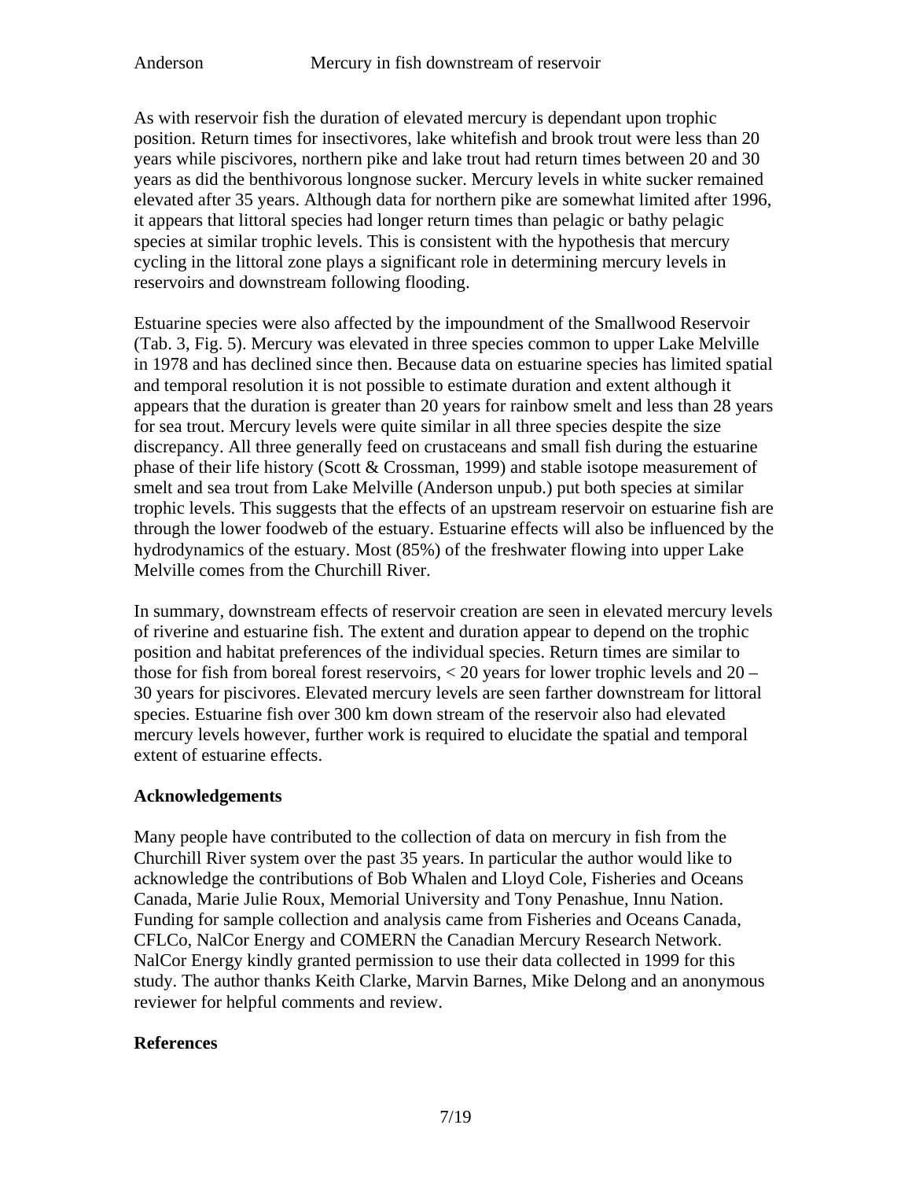As with reservoir fish the duration of elevated mercury is dependant upon trophic position. Return times for insectivores, lake whitefish and brook trout were less than 20 years while piscivores, northern pike and lake trout had return times between 20 and 30 years as did the benthivorous longnose sucker. Mercury levels in white sucker remained elevated after 35 years. Although data for northern pike are somewhat limited after 1996, it appears that littoral species had longer return times than pelagic or bathy pelagic species at similar trophic levels. This is consistent with the hypothesis that mercury cycling in the littoral zone plays a significant role in determining mercury levels in reservoirs and downstream following flooding.

Estuarine species were also affected by the impoundment of the Smallwood Reservoir (Tab. 3, Fig. 5). Mercury was elevated in three species common to upper Lake Melville in 1978 and has declined since then. Because data on estuarine species has limited spatial and temporal resolution it is not possible to estimate duration and extent although it appears that the duration is greater than 20 years for rainbow smelt and less than 28 years for sea trout. Mercury levels were quite similar in all three species despite the size discrepancy. All three generally feed on crustaceans and small fish during the estuarine phase of their life history (Scott & Crossman, 1999) and stable isotope measurement of smelt and sea trout from Lake Melville (Anderson unpub.) put both species at similar trophic levels. This suggests that the effects of an upstream reservoir on estuarine fish are through the lower foodweb of the estuary. Estuarine effects will also be influenced by the hydrodynamics of the estuary. Most (85%) of the freshwater flowing into upper Lake Melville comes from the Churchill River.

In summary, downstream effects of reservoir creation are seen in elevated mercury levels of riverine and estuarine fish. The extent and duration appear to depend on the trophic position and habitat preferences of the individual species. Return times are similar to those for fish from boreal forest reservoirs, < 20 years for lower trophic levels and 20 – 30 years for piscivores. Elevated mercury levels are seen farther downstream for littoral species. Estuarine fish over 300 km down stream of the reservoir also had elevated mercury levels however, further work is required to elucidate the spatial and temporal extent of estuarine effects.

## Acknowledgements

Many people have contributed to the collection of data on mercury in fish from the Churchill River system over the past 35 years. In particular the author would like to acknowledge the contributions of Bob Whalen and Lloyd Cole, Fisheries and Oceans Canada, Marie Julie Roux, Memorial University and Tony Penashue, Innu Nation. Funding for sample collection and analysis came from Fisheries and Oceans Canada, CFLCo, NalCor Energy and COMERN the Canadian Mercury Research Network. NalCor Energy kindly granted permission to use their data collected in 1999 for this study. The author thanks Keith Clarke, Marvin Barnes, Mike Delong and an anonymous reviewer for helpful comments and review.

## References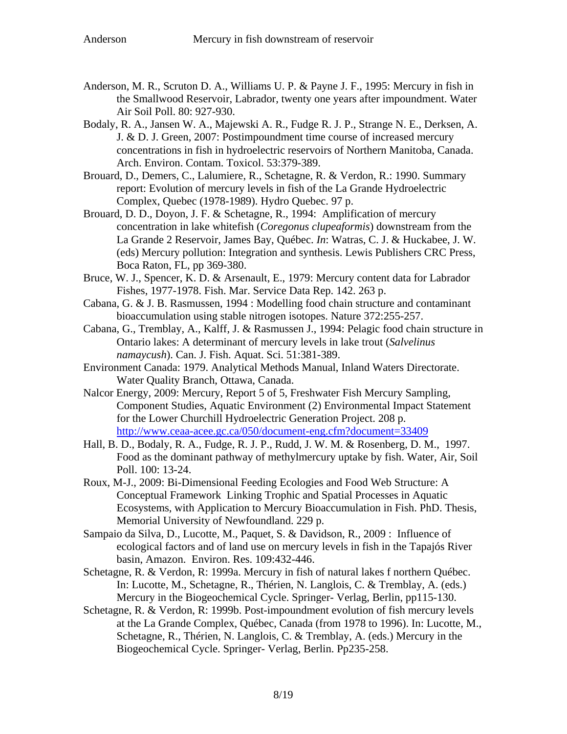Anderson, M. R., Scruton D. A., Williams U. P. & Payne J. F., 1995: Mercury in fish in the Smallwood Reservoir, Labrador, twenty one years after impoundment. Water Air Soil Poll. 80: 927-930.

Bodaly, R. A., Jansen W. A., Majewski A. R., Fudge R. J. P., Strange N. E., Derksen, A. J. & D. J. Green, 2007: Postimpoundment time course of increased mercury concentrations in fish in hydroelectric reservoirs of Northern Manitoba, Canada. Arch. Environ. Contam. Toxicol. 53:379-389.

Brouard, D., Demers, C., Lalumiere, R., Schetagne, R. & Verdon, R.: 1990. Summary report: Evolution of mercury levels in fish of the La Grande Hydroelectric Complex, Quebec (1978-1989). Hydro Quebec. 97 p.

Brouard, D. D., Doyon, J. F. & Schetagne, R., 1994: Amplification of mercury concentration in lake whitefish (*Coregonus clupeaformis*) downstream from the La Grande 2 Reservoir, James Bay, Québec. *In*: Watras, C. J. & Huckabee, J. W. (eds) Mercury pollution: Integration and synthesis. Lewis Publishers CRC Press, Boca Raton, FL, pp 369-380.

Bruce, W. J., Spencer, K. D. & Arsenault, E., 1979: Mercury content data for Labrador Fishes, 1977-1978. Fish. Mar. Service Data Rep. 142. 263 p.

Cabana, G. & J. B. Rasmussen, 1994 : Modelling food chain structure and contaminant bioaccumulation using stable nitrogen isotopes. Nature 372:255-257.

Cabana, G., Tremblay, A., Kalff, J. & Rasmussen J., 1994: Pelagic food chain structure in Ontario lakes: A determinant of mercury levels in lake trout (*Salvelinus namaycush*). Can. J. Fish. Aquat. Sci. 51:381-389.

Environment Canada: 1979. Analytical Methods Manual, Inland Waters Directorate. Water Quality Branch, Ottawa, Canada.

Nalcor Energy, 2009: Mercury, Report 5 of 5, Freshwater Fish Mercury Sampling, Component Studies, Aquatic Environment (2) Environmental Impact Statement for the Lower Churchill Hydroelectric Generation Project. 208 p. http://www.ceaa-acee.gc.ca/050/document-eng.cfm?document=33409

Hall, B. D., Bodaly, R. A., Fudge, R. J. P., Rudd, J. W. M. & Rosenberg, D. M., 1997. Food as the dominant pathway of methylmercury uptake by fish. Water, Air, Soil Poll. 100: 13-24.

Roux, M-J., 2009: Bi-Dimensional Feeding Ecologies and Food Web Structure: A Conceptual Framework Linking Trophic and Spatial Processes in Aquatic Ecosystems, with Application to Mercury Bioaccumulation in Fish. PhD. Thesis, Memorial University of Newfoundland. 229 p.

Sampaio da Silva, D., Lucotte, M., Paquet, S. & Davidson, R., 2009 : Influence of ecological factors and of land use on mercury levels in fish in the Tapajós River basin, Amazon. Environ. Res. 109:432-446.

Schetagne, R. & Verdon, R: 1999a. Mercury in fish of natural lakes f northern Québec. In: Lucotte, M., Schetagne, R., Thérien, N. Langlois, C. & Tremblay, A. (eds.) Mercury in the Biogeochemical Cycle. Springer- Verlag, Berlin, pp115-130.

Schetagne, R. & Verdon, R: 1999b. Post-impoundment evolution of fish mercury levels at the La Grande Complex, Québec, Canada (from 1978 to 1996). In: Lucotte, M., Schetagne, R., Thérien, N. Langlois, C. & Tremblay, A. (eds.) Mercury in the Biogeochemical Cycle. Springer- Verlag, Berlin. Pp235-258.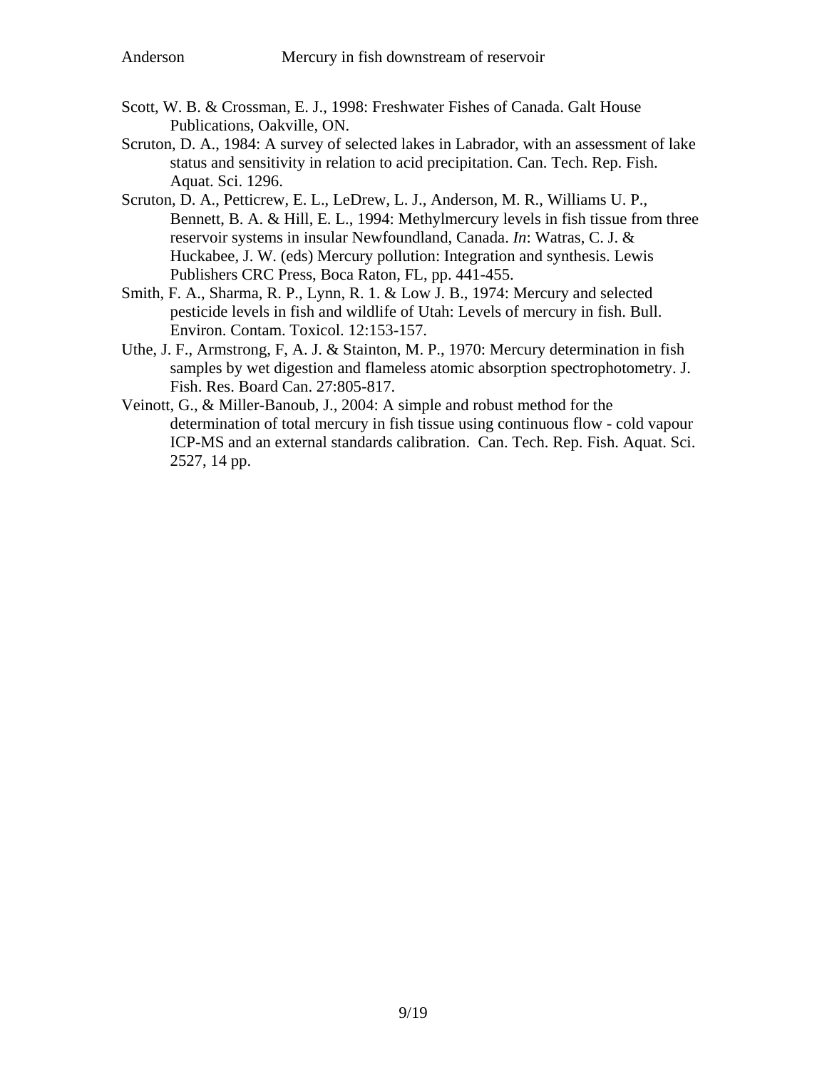Scott, W. B. & Crossman, E. J., 1998: Freshwater Fishes of Canada. Galt House Publications, Oakville, ON.

Scruton, D. A., 1984: A survey of selected lakes in Labrador, with an assessment of lake status and sensitivity in relation to acid precipitation. Can. Tech. Rep. Fish. Aquat. Sci. 1296.

Scruton, D. A., Petticrew, E. L., LeDrew, L. J., Anderson, M. R., Williams U. P., Bennett, B. A. & Hill, E. L., 1994: Methylmercury levels in fish tissue from three reservoir systems in insular Newfoundland, Canada. *In*: Watras, C. J. & Huckabee, J. W. (eds) Mercury pollution: Integration and synthesis. Lewis Publishers CRC Press, Boca Raton, FL, pp. 441-455.

Smith, F. A., Sharma, R. P., Lynn, R. 1. & Low J. B., 1974: Mercury and selected pesticide levels in fish and wildlife of Utah: Levels of mercury in fish. Bull. Environ. Contam. Toxicol. 12:153-157.

Uthe, J. F., Armstrong, F, A. J. & Stainton, M. P., 1970: Mercury determination in fish samples by wet digestion and flameless atomic absorption spectrophotometry. J. Fish. Res. Board Can. 27:805-817.

Veinott, G., & Miller-Banoub, J., 2004: A simple and robust method for the determination of total mercury in fish tissue using continuous flow - cold vapour ICP-MS and an external standards calibration. Can. Tech. Rep. Fish. Aquat. Sci. 2527, 14 pp.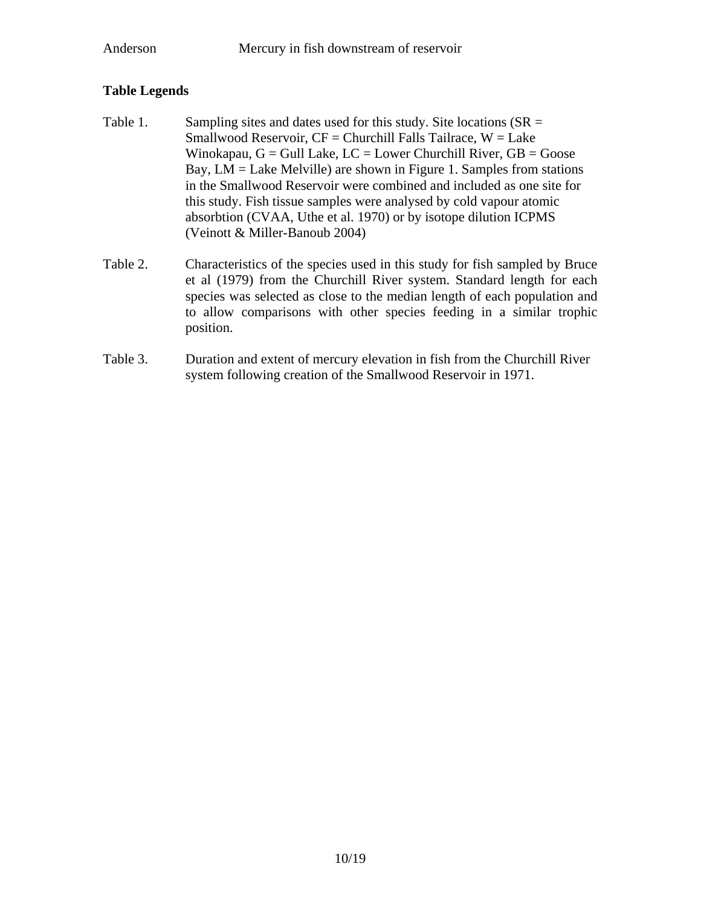**Table Legends**

Table 1. Sampling sites and dates used for this study. Site locations (SR = Smallwood Reservoir, CF = Churchill Falls Tailrace, W = Lake Winokapau, G = Gull Lake, LC = Lower Churchill River, GB = Goose Bay, LM = Lake Melville) are shown in Figure 1. Samples from stations in the Smallwood Reservoir were combined and included as one site for this study. Fish tissue samples were analysed by cold vapour atomic absorbtion (CVAA, Uthe et al. 1970) or by isotope dilution ICPMS (Veinott & Miller-Banoub 2004)

Table 2. Characteristics of the species used in this study for fish sampled by Bruce et al (1979) from the Churchill River system. Standard length for each species was selected as close to the median length of each population and to allow comparisons with other species feeding in a similar trophic position.

Table 3. Duration and extent of mercury elevation in fish from the Churchill River system following creation of the Smallwood Reservoir in 1971.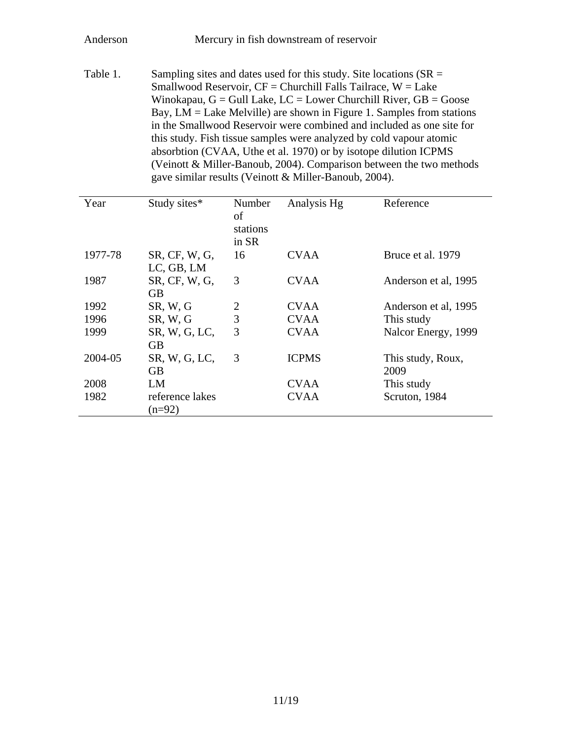Table 1. Sampling sites and dates used for this study. Site locations (SR = Smallwood Reservoir, CF = Churchill Falls Tailrace, W = Lake Winokapau, G = Gull Lake, LC = Lower Churchill River, GB = Goose Bay, LM = Lake Melville) are shown in Figure 1. Samples from stations in the Smallwood Reservoir were combined and included as one site for this study. Fish tissue samples were analyzed by cold vapour atomic absorbtion (CVAA, Uthe et al. 1970) or by isotope dilution ICPMS (Veinott & Miller-Banoub, 2004). Comparison between the two methods gave similar results (Veinott & Miller-Banoub, 2004).

| Year | Study sites* | Number of stations in SR | Analysis Hg | Reference |
|---|---|---|---|---|
| 1977-78 | SR, CF, W, G, LC, GB, LM | 16 | CVAA | Bruce et al. 1979 |
| 1987 | SR, CF, W, G, GB | 3 | CVAA | Anderson et al, 1995 |
| 1992 | SR, W, G | 2 | CVAA | Anderson et al, 1995 |
| 1996 | SR, W, G | 3 | CVAA | This study |
| 1999 | SR, W, G, LC, GB | 3 | CVAA | Nalcor Energy, 1999 |
| 2004-05 | SR, W, G, LC, GB | 3 | ICPMS | This study, Roux, 2009 |
| 2008 | LM | | CVAA | This study |
| 1982 | reference lakes (n=92) | | CVAA | Scruton, 1984 |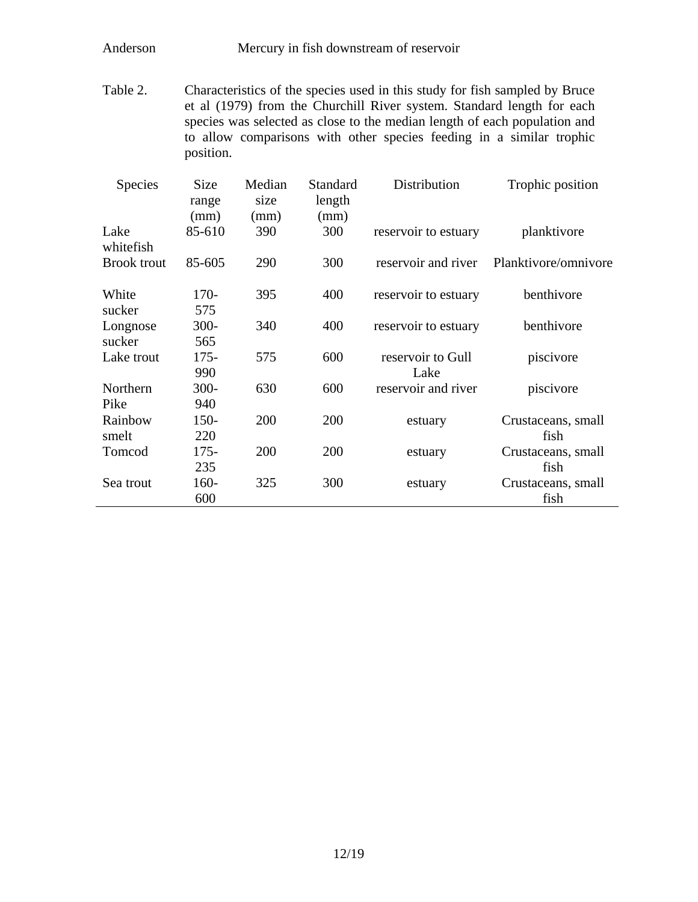Table 2. Characteristics of the species used in this study for fish sampled by Bruce et al (1979) from the Churchill River system. Standard length for each species was selected as close to the median length of each population and to allow comparisons with other species feeding in a similar trophic position.

| Species | Size range (mm) | Median size (mm) | Standard length (mm) | Distribution | Trophic position |
|---|---|---|---|---|---|
| Lake whitefish | 85-610 | 390 | 300 | reservoir to estuary | planktivore |
| Brook trout | 85-605 | 290 | 300 | reservoir and river | Planktivore/omnivore |
| White sucker | 170-575 | 395 | 400 | reservoir to estuary | benthivore |
| Longnose sucker | 300-565 | 340 | 400 | reservoir to estuary | benthivore |
| Lake trout | 175-990 | 575 | 600 | reservoir to Gull Lake | piscivore |
| Northern Pike | 300-940 | 630 | 600 | reservoir and river | piscivore |
| Rainbow smelt | 150-220 | 200 | 200 | estuary | Crustaceans, small fish |
| Tomcod | 175-235 | 200 | 200 | estuary | Crustaceans, small fish |
| Sea trout | 160-600 | 325 | 300 | estuary | Crustaceans, small fish |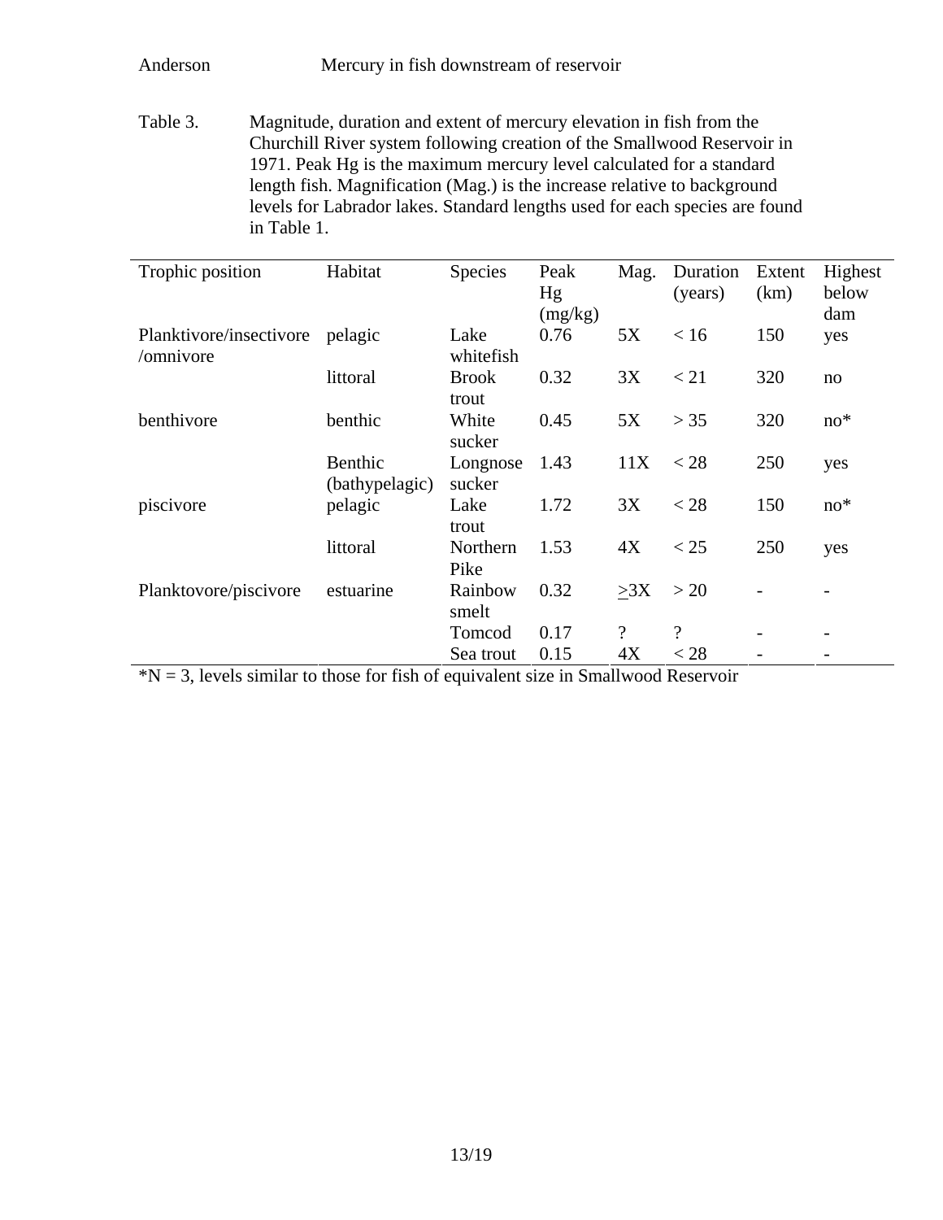Table 3. Magnitude, duration and extent of mercury elevation in fish from the Churchill River system following creation of the Smallwood Reservoir in 1971. Peak Hg is the maximum mercury level calculated for a standard length fish. Magnification (Mag.) is the increase relative to background levels for Labrador lakes. Standard lengths used for each species are found in Table 1.

| Trophic position | Habitat | Species | Peak Hg (mg/kg) | Mag. | Duration (years) | Extent (km) | Highest below dam |
|---|---|---|---|---|---|---|---|
| Planktivore/insectivore /omnivore | pelagic | Lake whitefish | 0.76 | 5X | < 16 | 150 | yes |
| | littoral | Brook trout | 0.32 | 3X | < 21 | 320 | no |
| benthivore | benthic | White sucker | 0.45 | 5X | > 35 | 320 | no* |
| | Benthic (bathypelagic) | Longnose sucker | 1.43 | 11X | < 28 | 250 | yes |
| piscivore | pelagic | Lake trout | 1.72 | 3X | < 28 | 150 | no* |
| | littoral | Northern Pike | 1.53 | 4X | < 25 | 250 | yes |
| Planktovore/piscivore | estuarine | Rainbow smelt | 0.32 | $\geq$3X | > 20 | - | - |
| | | Tomcod | 0.17 | ? | ? | - | - |
| | | Sea trout | 0.15 | 4X | < 28 | - | - |

*N = 3, levels similar to those for fish of equivalent size in Smallwood Reservoir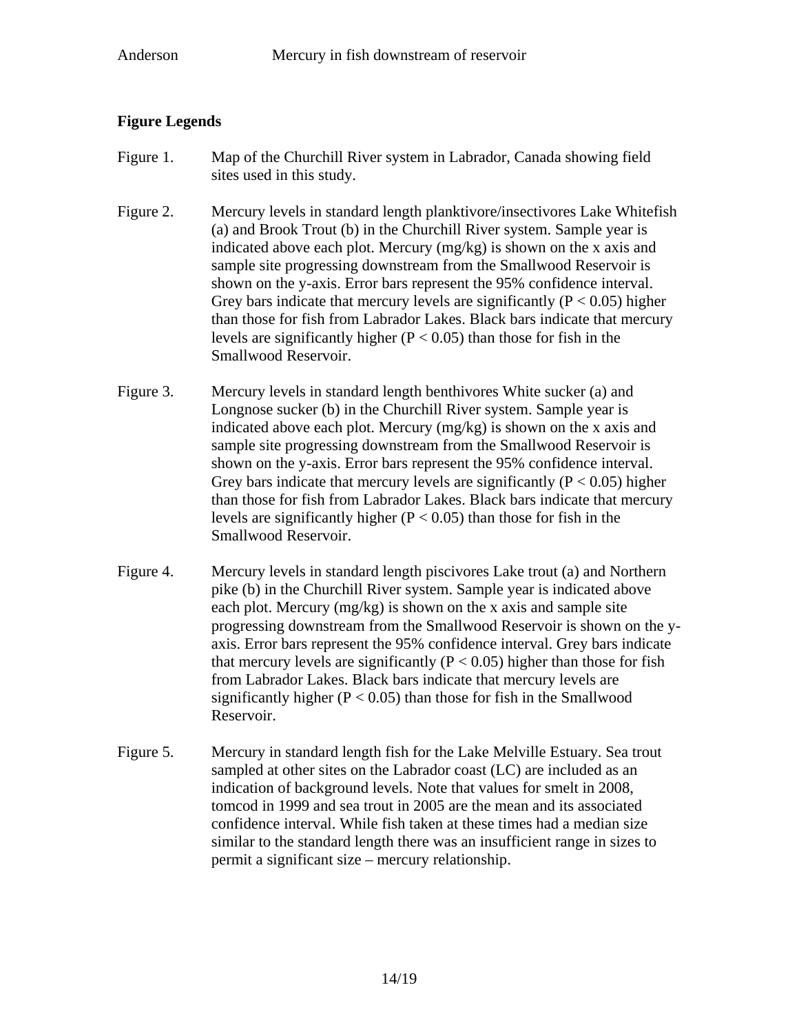**Figure Legends**

Figure 1. Map of the Churchill River system in Labrador, Canada showing field sites used in this study.

Figure 2. Mercury levels in standard length planktivore/insectivores Lake Whitefish (a) and Brook Trout (b) in the Churchill River system. Sample year is indicated above each plot. Mercury (mg/kg) is shown on the x axis and sample site progressing downstream from the Smallwood Reservoir is shown on the y-axis. Error bars represent the 95% confidence interval. Grey bars indicate that mercury levels are significantly ($P < 0.05$) higher than those for fish from Labrador Lakes. Black bars indicate that mercury levels are significantly higher ($P < 0.05$) than those for fish in the Smallwood Reservoir.

Figure 3. Mercury levels in standard length benthivores White sucker (a) and Longnose sucker (b) in the Churchill River system. Sample year is indicated above each plot. Mercury (mg/kg) is shown on the x axis and sample site progressing downstream from the Smallwood Reservoir is shown on the y-axis. Error bars represent the 95% confidence interval. Grey bars indicate that mercury levels are significantly ($P < 0.05$) higher than those for fish from Labrador Lakes. Black bars indicate that mercury levels are significantly higher ($P < 0.05$) than those for fish in the Smallwood Reservoir.

Figure 4. Mercury levels in standard length piscivores Lake trout (a) and Northern pike (b) in the Churchill River system. Sample year is indicated above each plot. Mercury (mg/kg) is shown on the x axis and sample site progressing downstream from the Smallwood Reservoir is shown on the y-axis. Error bars represent the 95% confidence interval. Grey bars indicate that mercury levels are significantly ($P < 0.05$) higher than those for fish from Labrador Lakes. Black bars indicate that mercury levels are significantly higher ($P < 0.05$) than those for fish in the Smallwood Reservoir.

Figure 5. Mercury in standard length fish for the Lake Melville Estuary. Sea trout sampled at other sites on the Labrador coast (LC) are included as an indication of background levels. Note that values for smelt in 2008, tomcod in 1999 and sea trout in 2005 are the mean and its associated confidence interval. While fish taken at these times had a median size similar to the standard length there was an insufficient range in sizes to permit a significant size – mercury relationship.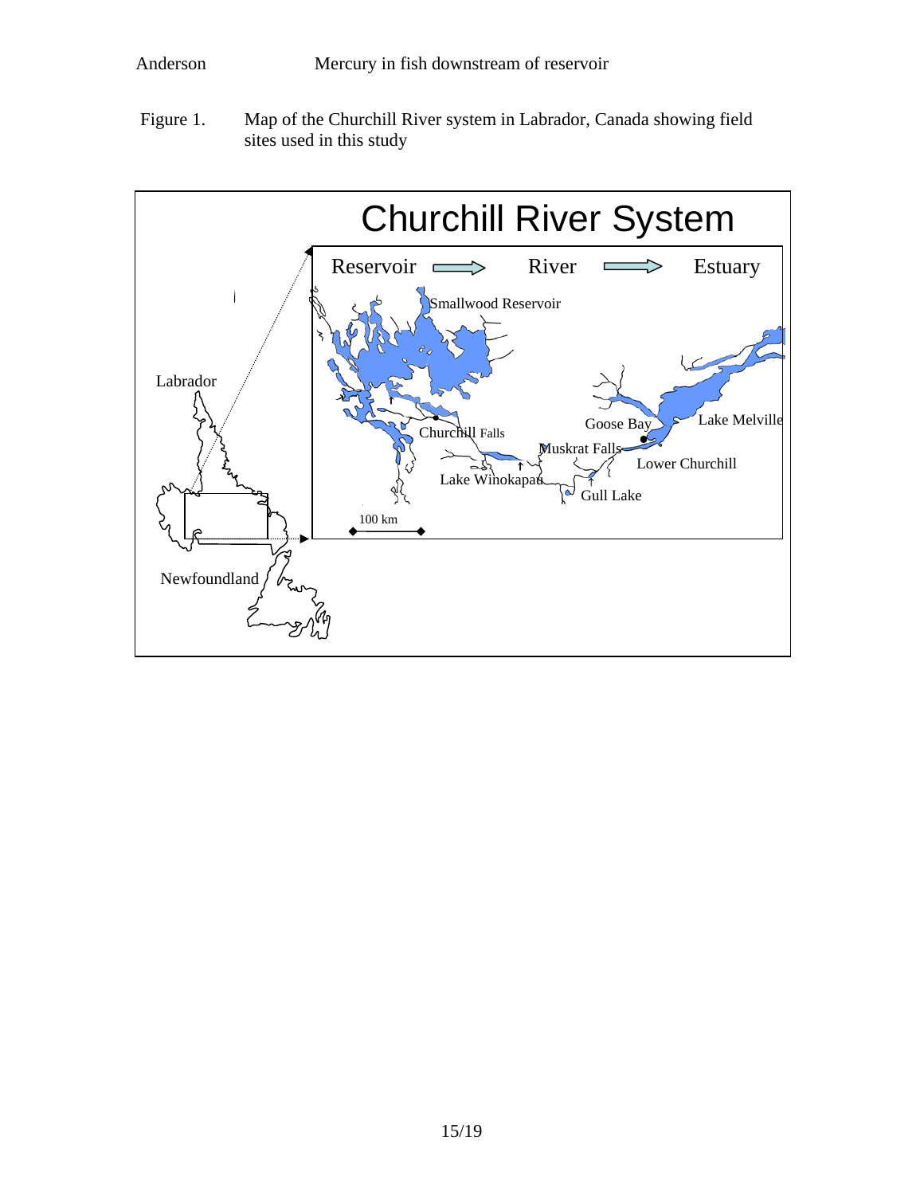Figure 1. Map of the Churchill River system in Labrador, Canada showing field sites used in this study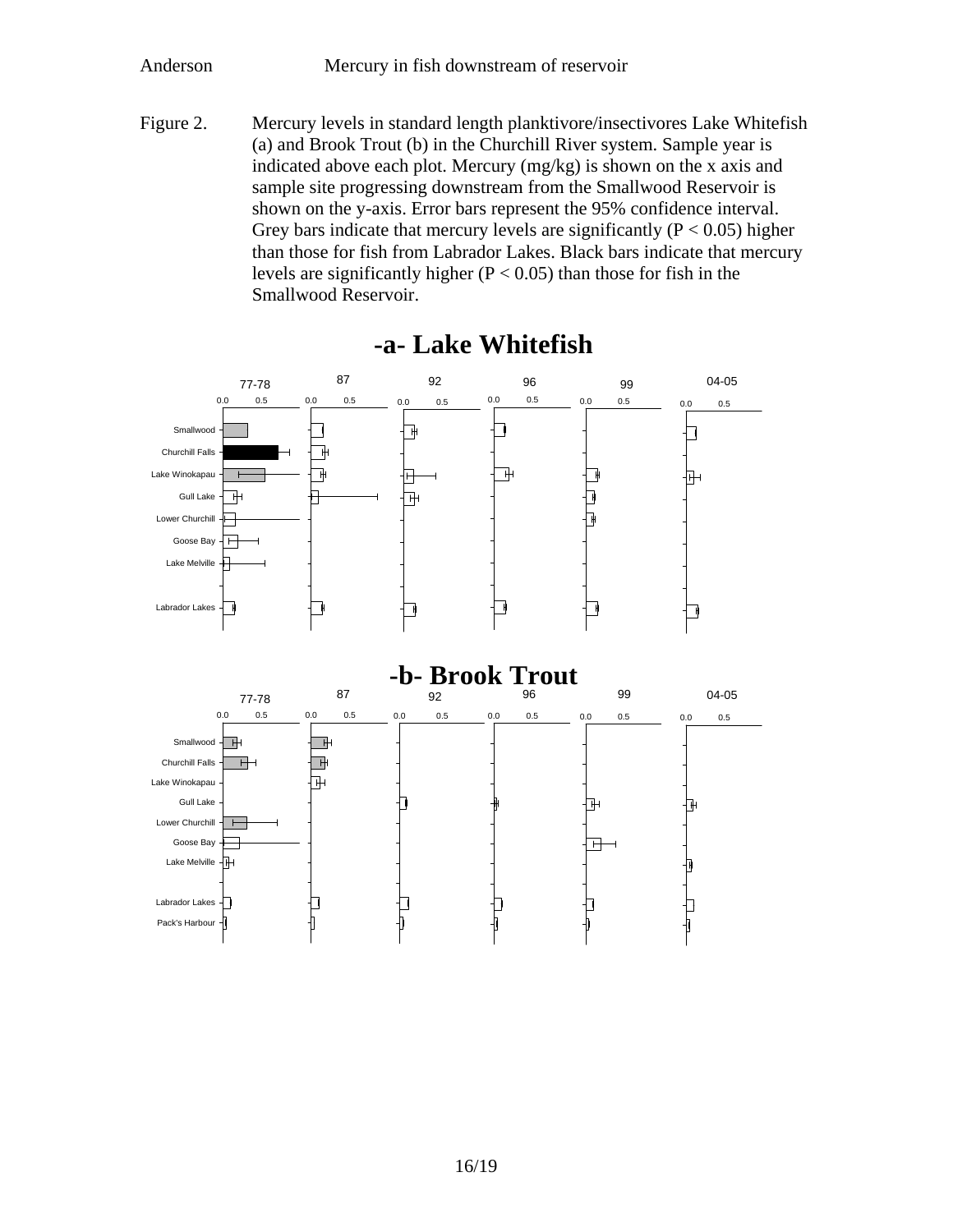Figure 2. Mercury levels in standard length planktivore/insectivores Lake Whitefish (a) and Brook Trout (b) in the Churchill River system. Sample year is indicated above each plot. Mercury (mg/kg) is shown on the x axis and sample site progressing downstream from the Smallwood Reservoir is shown on the y-axis. Error bars represent the 95% confidence interval. Grey bars indicate that mercury levels are significantly ($P < 0.05$) higher than those for fish from Labrador Lakes. Black bars indicate that mercury levels are significantly higher ($P < 0.05$) than those for fish in the Smallwood Reservoir.

## -a- Lake Whitefish

77-78 | 87 | 92 | 96 | 99 | 04-05

0.0 0.5

Smallwood
Churchill Falls
Lake Winokapau
Gull Lake
Lower Churchill
Goose Bay
Lake Melville
Labrador Lakes

## -b- Brook Trout

77-78 | 87 | 92 | 96 | 99 | 04-05

0.0 0.5

Smallwood
Churchill Falls
Lake Winokapau
Gull Lake
Lower Churchill
Goose Bay
Lake Melville
Labrador Lakes
Pack's Harbour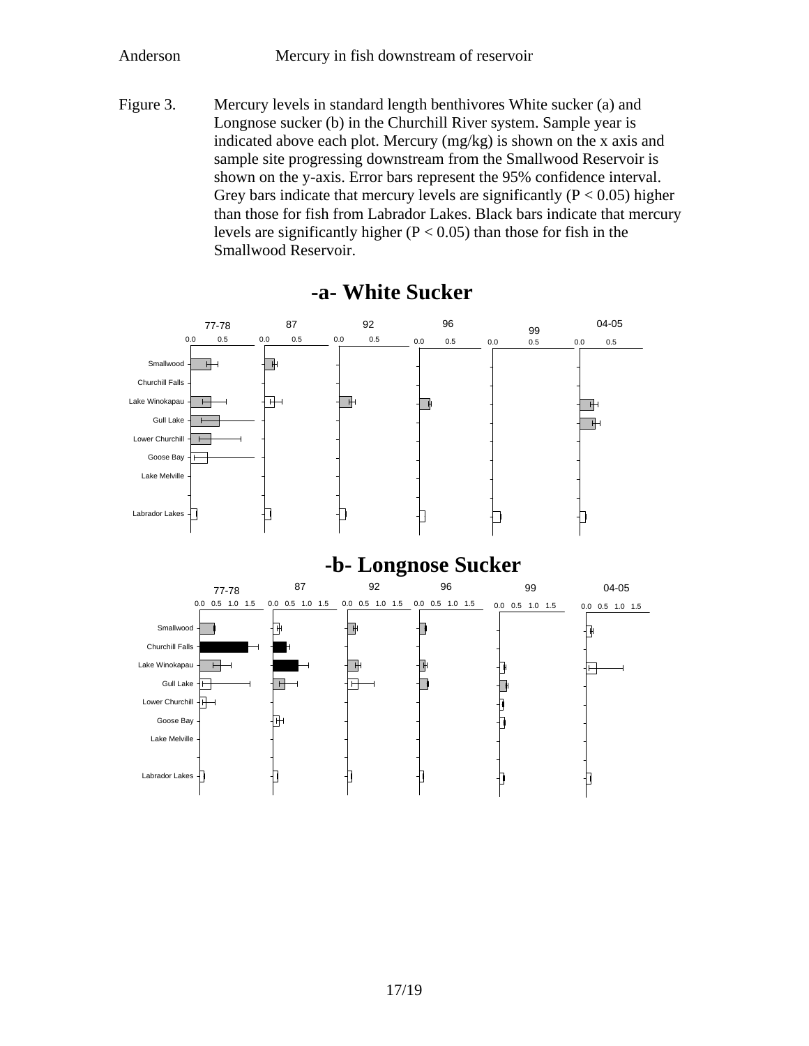Figure 3. Mercury levels in standard length benthivores White sucker (a) and Longnose sucker (b) in the Churchill River system. Sample year is indicated above each plot. Mercury (mg/kg) is shown on the x axis and sample site progressing downstream from the Smallwood Reservoir is shown on the y-axis. Error bars represent the 95% confidence interval. Grey bars indicate that mercury levels are significantly ($P < 0.05$) higher than those for fish from Labrador Lakes. Black bars indicate that mercury levels are significantly higher ($P < 0.05$) than those for fish in the Smallwood Reservoir.

## -a- White Sucker

## -b- Longnose Sucker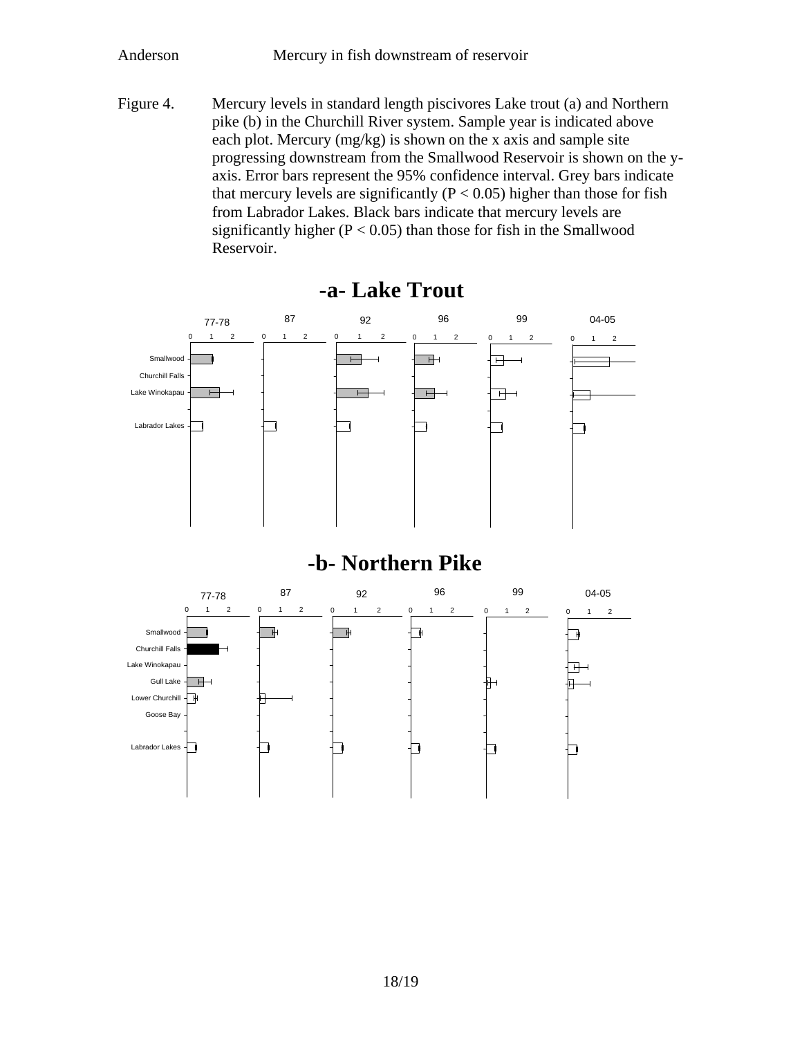Figure 4. Mercury levels in standard length piscivores Lake trout (a) and Northern pike (b) in the Churchill River system. Sample year is indicated above each plot. Mercury (mg/kg) is shown on the x axis and sample site progressing downstream from the Smallwood Reservoir is shown on the y-axis. Error bars represent the 95% confidence interval. Grey bars indicate that mercury levels are significantly ($P < 0.05$) higher than those for fish from Labrador Lakes. Black bars indicate that mercury levels are significantly higher ($P < 0.05$) than those for fish in the Smallwood Reservoir.

## -a- Lake Trout

## -b- Northern Pike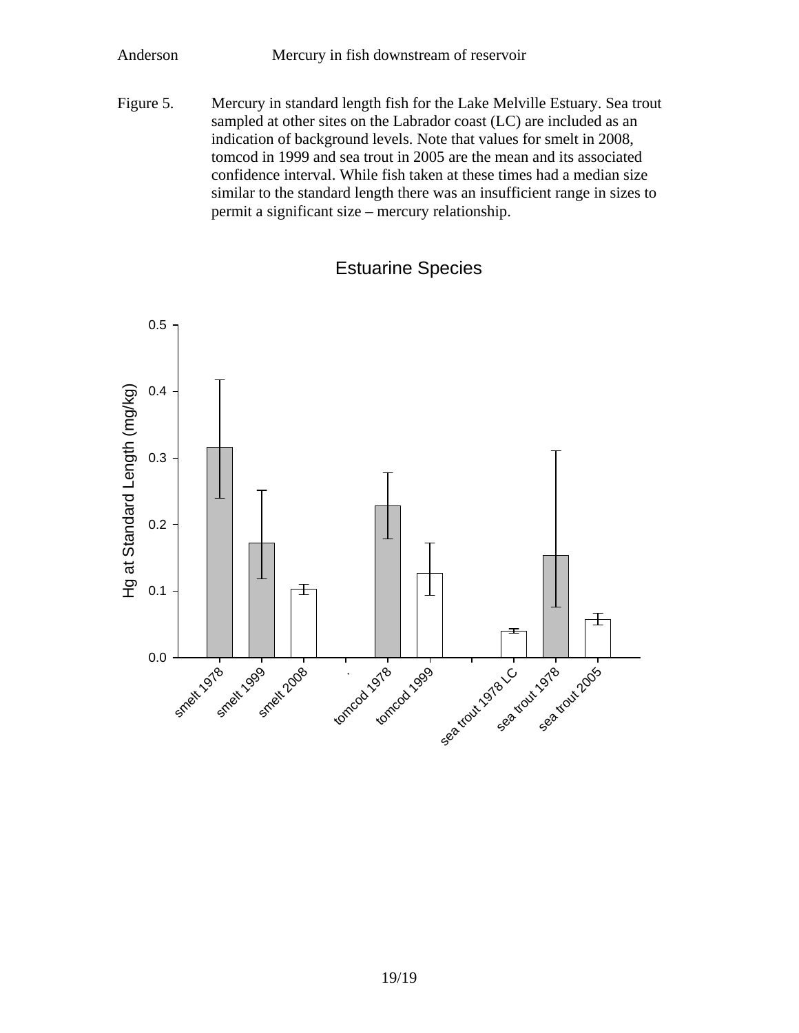Figure 5. Mercury in standard length fish for the Lake Melville Estuary. Sea trout sampled at other sites on the Labrador coast (LC) are included as an indication of background levels. Note that values for smelt in 2008, tomcod in 1999 and sea trout in 2005 are the mean and its associated confidence interval. While fish taken at these times had a median size similar to the standard length there was an insufficient range in sizes to permit a significant size – mercury relationship.

Estuarine Species

Hg at Standard Length (mg/kg)

0.0
0.1
0.2
0.3
0.4
0.5

smelt 1978
smelt 1999
smelt 2008
.
tomcod 1978
tomcod 1999
sea trout 1978 LC
sea trout 1978
sea trout 2005